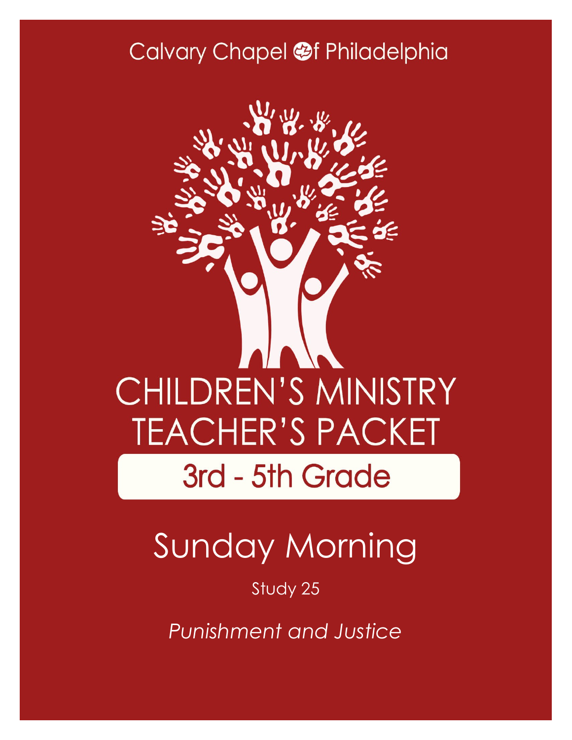Calvary Chapel of Philadelphia

# CHILDREN'S MINISTRY TEACHER'S PACKET

## 3rd - 5th Grade

# Sunday Morning

Study 25

*Punishment and Justice*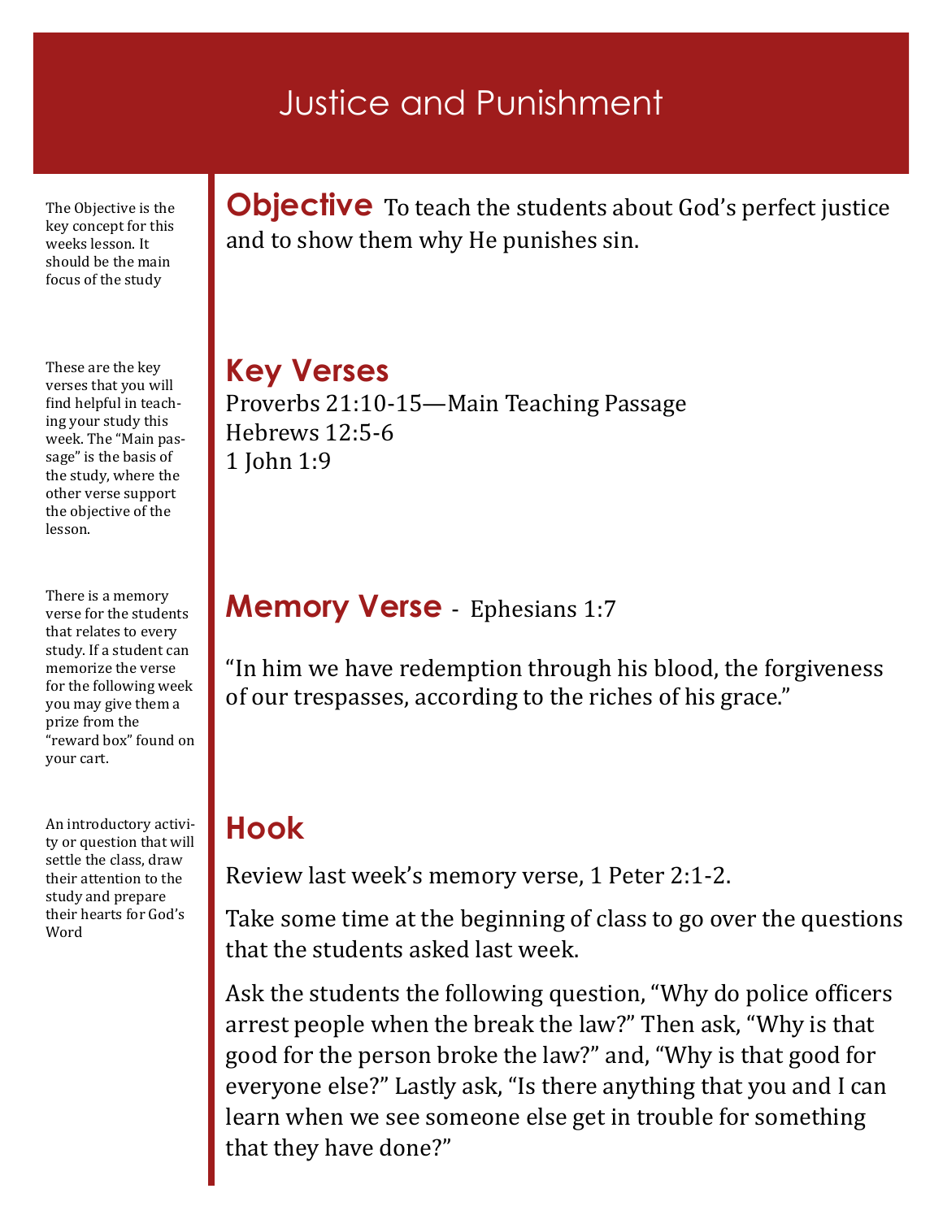# Justice and Punishment

The Objective is the key concept for this weeks lesson. It should be the main focus of the study

## Objective

To teach the students about God's perfect justice and to show them why He punishes sin.

These are the key verses that you will find helpful in teaching your study this week. The "Main passage" is the basis of the study, where the other verse support the objective of the lesson.

## Key Verses

Proverbs 21:10-15—Main Teaching Passage
Hebrews 12:5-6
1 John 1:9

There is a memory verse for the students that relates to every study. If a student can memorize the verse for the following week you may give them a prize from the "reward box" found on your cart.

## Memory Verse - Ephesians 1:7

"In him we have redemption through his blood, the forgiveness of our trespasses, according to the riches of his grace."

An introductory activity or question that will settle the class, draw their attention to the study and prepare their hearts for God's Word

## Hook

Review last week's memory verse, 1 Peter 2:1-2.

Take some time at the beginning of class to go over the questions that the students asked last week.

Ask the students the following question, "Why do police officers arrest people when the break the law?" Then ask, "Why is that good for the person broke the law?" and, "Why is that good for everyone else?" Lastly ask, "Is there anything that you and I can learn when we see someone else get in trouble for something that they have done?"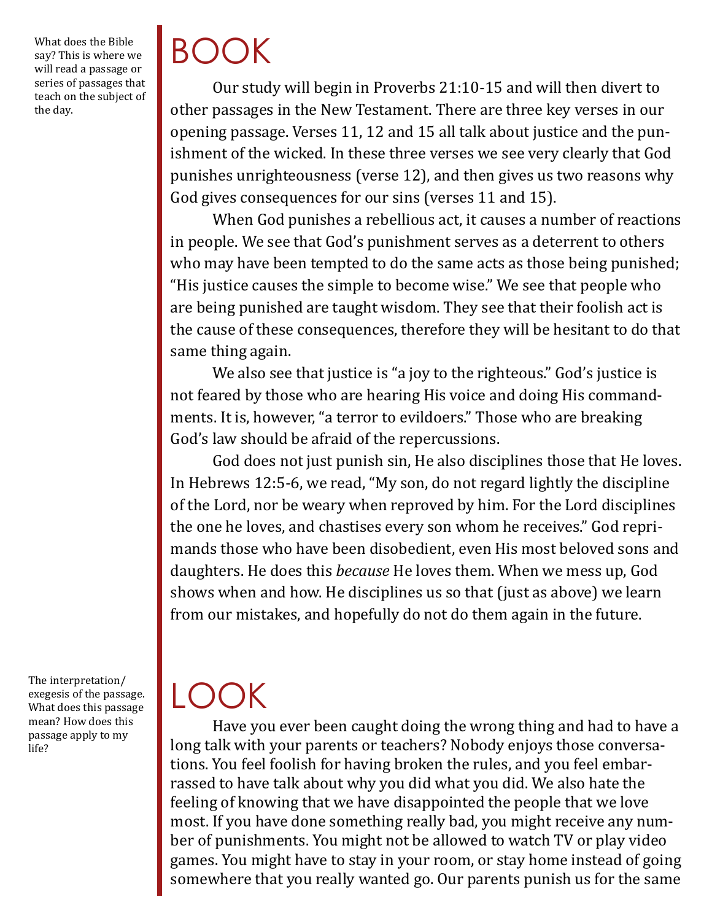What does the Bible say? This is where we will read a passage or series of passages that teach on the subject of the day.

# BOOK

Our study will begin in Proverbs 21:10-15 and will then divert to other passages in the New Testament. There are three key verses in our opening passage. Verses 11, 12 and 15 all talk about justice and the punishment of the wicked. In these three verses we see very clearly that God punishes unrighteousness (verse 12), and then gives us two reasons why God gives consequences for our sins (verses 11 and 15).

When God punishes a rebellious act, it causes a number of reactions in people. We see that God's punishment serves as a deterrent to others who may have been tempted to do the same acts as those being punished; "His justice causes the simple to become wise." We see that people who are being punished are taught wisdom. They see that their foolish act is the cause of these consequences, therefore they will be hesitant to do that same thing again.

We also see that justice is "a joy to the righteous." God's justice is not feared by those who are hearing His voice and doing His commandments. It is, however, "a terror to evildoers." Those who are breaking God's law should be afraid of the repercussions.

God does not just punish sin, He also disciplines those that He loves. In Hebrews 12:5-6, we read, "My son, do not regard lightly the discipline of the Lord, nor be weary when reproved by him. For the Lord disciplines the one he loves, and chastises every son whom he receives." God reprimands those who have been disobedient, even His most beloved sons and daughters. He does this *because* He loves them. When we mess up, God shows when and how. He disciplines us so that (just as above) we learn from our mistakes, and hopefully do not do them again in the future.

The interpretation/exegesis of the passage. What does this passage mean? How does this passage apply to my life?

# LOOK

Have you ever been caught doing the wrong thing and had to have a long talk with your parents or teachers? Nobody enjoys those conversations. You feel foolish for having broken the rules, and you feel embarrassed to have talk about why you did what you did. We also hate the feeling of knowing that we have disappointed the people that we love most. If you have done something really bad, you might receive any number of punishments. You might not be allowed to watch TV or play video games. You might have to stay in your room, or stay home instead of going somewhere that you really wanted go. Our parents punish us for the same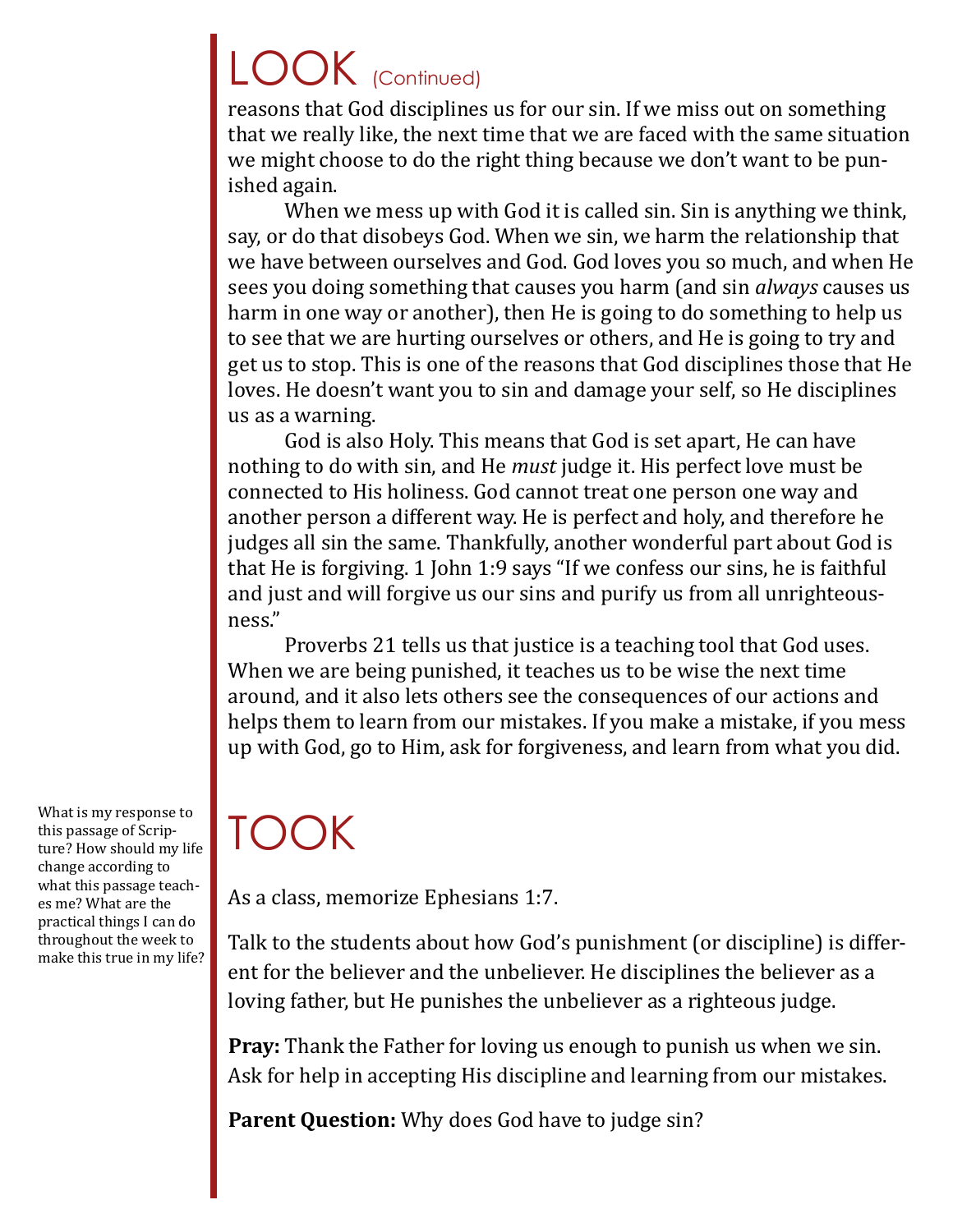# LOOK (Continued)

reasons that God disciplines us for our sin. If we miss out on something that we really like, the next time that we are faced with the same situation we might choose to do the right thing because we don't want to be punished again.

When we mess up with God it is called sin. Sin is anything we think, say, or do that disobeys God. When we sin, we harm the relationship that we have between ourselves and God. God loves you so much, and when He sees you doing something that causes you harm (and sin *always* causes us harm in one way or another), then He is going to do something to help us to see that we are hurting ourselves or others, and He is going to try and get us to stop. This is one of the reasons that God disciplines those that He loves. He doesn't want you to sin and damage your self, so He disciplines us as a warning.

God is also Holy. This means that God is set apart, He can have nothing to do with sin, and He *must* judge it. His perfect love must be connected to His holiness. God cannot treat one person one way and another person a different way. He is perfect and holy, and therefore he judges all sin the same. Thankfully, another wonderful part about God is that He is forgiving. 1 John 1:9 says "If we confess our sins, he is faithful and just and will forgive us our sins and purify us from all unrighteousness."

Proverbs 21 tells us that justice is a teaching tool that God uses. When we are being punished, it teaches us to be wise the next time around, and it also lets others see the consequences of our actions and helps them to learn from our mistakes. If you make a mistake, if you mess up with God, go to Him, ask for forgiveness, and learn from what you did.

# TOOK

What is my response to this passage of Scripture? How should my life change according to what this passage teaches me? What are the practical things I can do throughout the week to make this true in my life?

As a class, memorize Ephesians 1:7.

Talk to the students about how God's punishment (or discipline) is different for the believer and the unbeliever. He disciplines the believer as a loving father, but He punishes the unbeliever as a righteous judge.

**Pray:** Thank the Father for loving us enough to punish us when we sin. Ask for help in accepting His discipline and learning from our mistakes.

**Parent Question:** Why does God have to judge sin?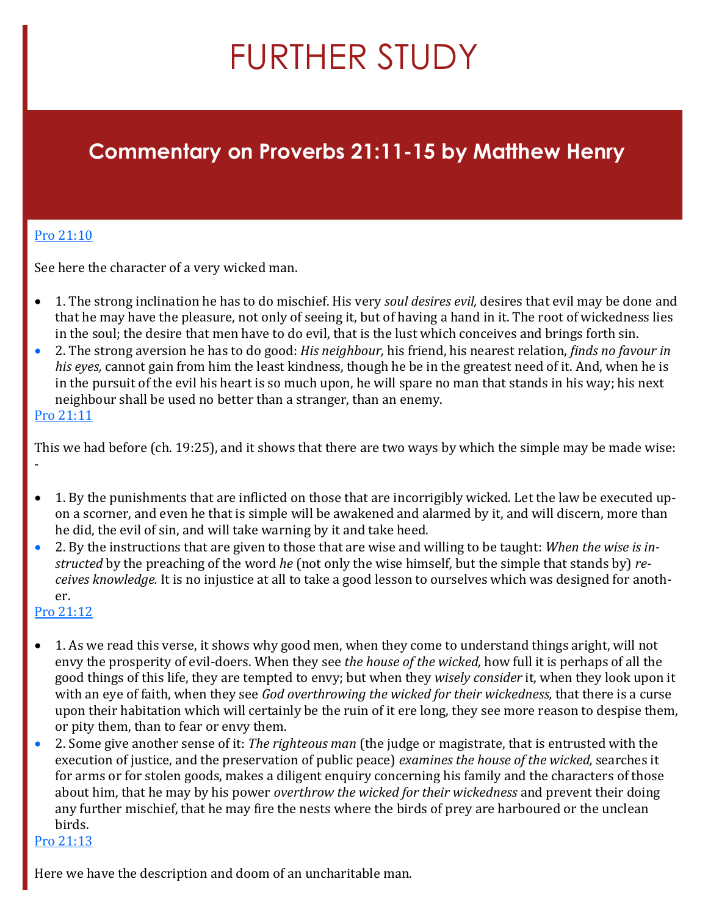# FURTHER STUDY

## Commentary on Proverbs 21:11-15 by Matthew Henry

[Pro 21:10]

See here the character of a very wicked man.

- 1. The strong inclination he has to do mischief. His very *soul desires evil,* desires that evil may be done and that he may have the pleasure, not only of seeing it, but of having a hand in it. The root of wickedness lies in the soul; the desire that men have to do evil, that is the lust which conceives and brings forth sin.
- 2. The strong aversion he has to do good: *His neighbour,* his friend, his nearest relation, *finds no favour in his eyes,* cannot gain from him the least kindness, though he be in the greatest need of it. And, when he is in the pursuit of the evil his heart is so much upon, he will spare no man that stands in his way; his next neighbour shall be used no better than a stranger, than an enemy.

[Pro 21:11]

This we had before (ch. 19:25), and it shows that there are two ways by which the simple may be made wise: -

- 1. By the punishments that are inflicted on those that are incorrigibly wicked. Let the law be executed upon a scorner, and even he that is simple will be awakened and alarmed by it, and will discern, more than he did, the evil of sin, and will take warning by it and take heed.
- 2. By the instructions that are given to those that are wise and willing to be taught: *When the wise is instructed* by the preaching of the word *he* (not only the wise himself, but the simple that stands by) *receives knowledge.* It is no injustice at all to take a good lesson to ourselves which was designed for another.

[Pro 21:12]

- 1. As we read this verse, it shows why good men, when they come to understand things aright, will not envy the prosperity of evil-doers. When they see *the house of the wicked,* how full it is perhaps of all the good things of this life, they are tempted to envy; but when they *wisely consider* it, when they look upon it with an eye of faith, when they see *God overthrowing the wicked for their wickedness,* that there is a curse upon their habitation which will certainly be the ruin of it ere long, they see more reason to despise them, or pity them, than to fear or envy them.
- 2. Some give another sense of it: *The righteous man* (the judge or magistrate, that is entrusted with the execution of justice, and the preservation of public peace) *examines the house of the wicked,* searches it for arms or for stolen goods, makes a diligent enquiry concerning his family and the characters of those about him, that he may by his power *overthrow the wicked for their wickedness* and prevent their doing any further mischief, that he may fire the nests where the birds of prey are harboured or the unclean birds.

[Pro 21:13]

Here we have the description and doom of an uncharitable man.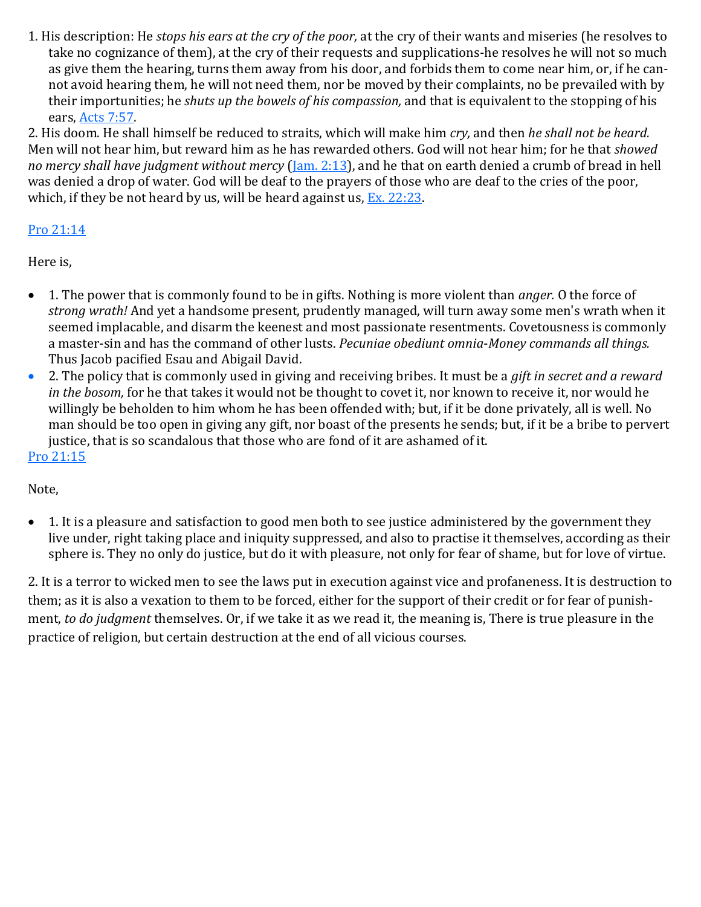1. His description: He *stops his ears at the cry of the poor,* at the cry of their wants and miseries (he resolves to take no cognizance of them), at the cry of their requests and supplications-he resolves he will not so much as give them the hearing, turns them away from his door, and forbids them to come near him, or, if he cannot avoid hearing them, he will not need them, nor be moved by their complaints, no be prevailed with by their importunities; he *shuts up the bowels of his compassion,* and that is equivalent to the stopping of his ears, [Acts 7:57](https://www.blueletterbible.org/kjv/acts/7/57).

2. His doom. He shall himself be reduced to straits, which will make him *cry,* and then *he shall not be heard.* Men will not hear him, but reward him as he has rewarded others. God will not hear him; for he that *showed no mercy shall have judgment without mercy* ([Jam. 2:13](https://www.blueletterbible.org/kjv/jas/2/13)), and he that on earth denied a crumb of bread in hell was denied a drop of water. God will be deaf to the prayers of those who are deaf to the cries of the poor, which, if they be not heard by us, will be heard against us, [Ex. 22:23](https://www.blueletterbible.org/kjv/exo/22/23).

[Pro 21:14](https://www.blueletterbible.org/kjv/pro/21/14)

Here is,

- 1. The power that is commonly found to be in gifts. Nothing is more violent than *anger.* O the force of *strong wrath!* And yet a handsome present, prudently managed, will turn away some men's wrath when it seemed implacable, and disarm the keenest and most passionate resentments. Covetousness is commonly a master-sin and has the command of other lusts. *Pecuniae obediunt omnia-Money commands all things.* Thus Jacob pacified Esau and Abigail David.
- 2. The policy that is commonly used in giving and receiving bribes. It must be a *gift in secret and a reward in the bosom,* for he that takes it would not be thought to covet it, nor known to receive it, nor would he willingly be beholden to him whom he has been offended with; but, if it be done privately, all is well. No man should be too open in giving any gift, nor boast of the presents he sends; but, if it be a bribe to pervert justice, that is so scandalous that those who are fond of it are ashamed of it.

[Pro 21:15](https://www.blueletterbible.org/kjv/pro/21/15)

Note,

- 1. It is a pleasure and satisfaction to good men both to see justice administered by the government they live under, right taking place and iniquity suppressed, and also to practise it themselves, according as their sphere is. They no only do justice, but do it with pleasure, not only for fear of shame, but for love of virtue.

2. It is a terror to wicked men to see the laws put in execution against vice and profaneness. It is destruction to them; as it is also a vexation to them to be forced, either for the support of their credit or for fear of punishment, *to do judgment* themselves. Or, if we take it as we read it, the meaning is, There is true pleasure in the practice of religion, but certain destruction at the end of all vicious courses.